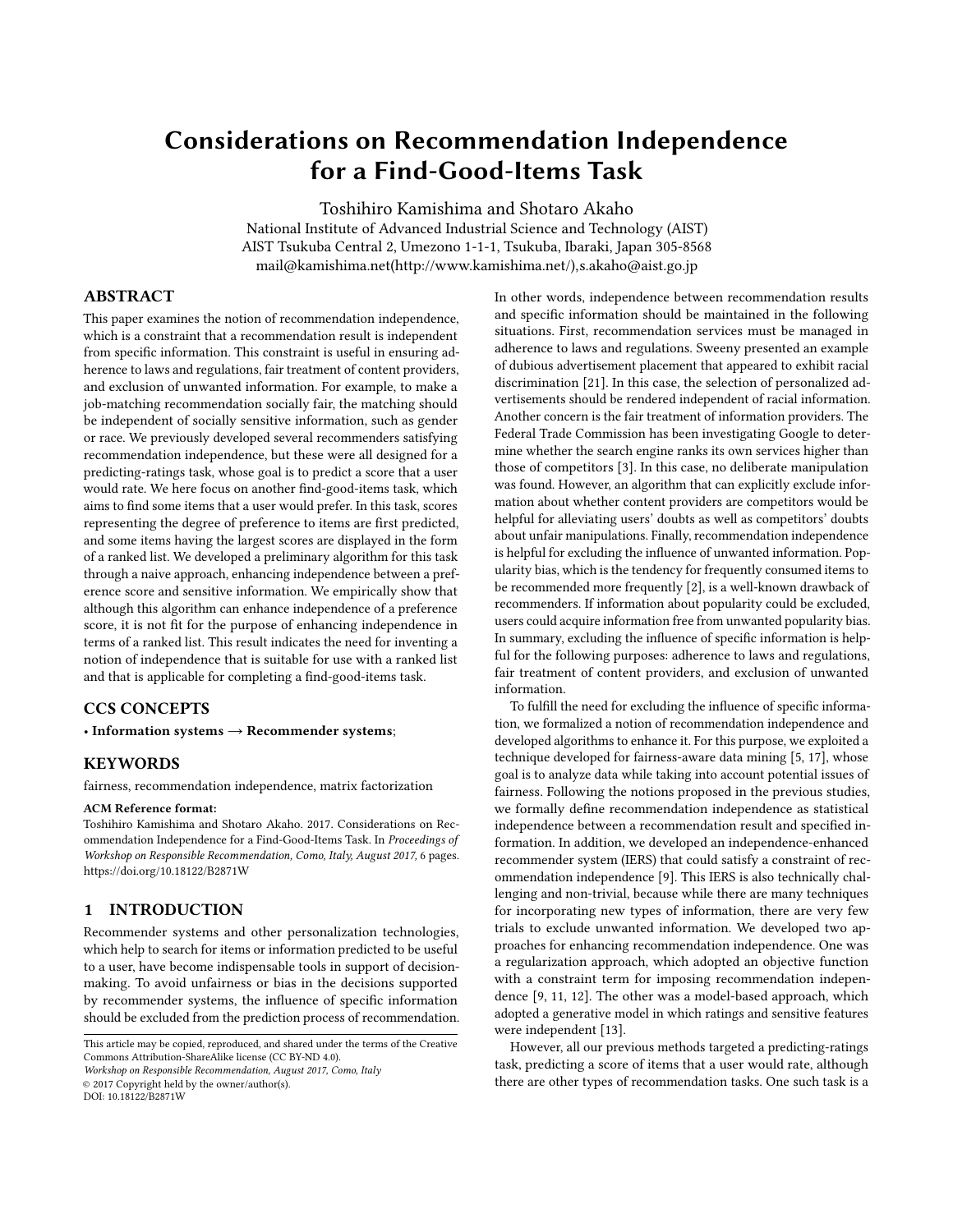# Considerations on Recommendation Independence for a Find-Good-Items Task

Toshihiro Kamishima and Shotaro Akaho
National Institute of Advanced Industrial Science and Technology (AIST)
AIST Tsukuba Central 2, Umezono 1-1-1, Tsukuba, Ibaraki, Japan 305-8568
mail@kamishima.net(http://www.kamishima.net/),s.akaho@aist.go.jp

## ABSTRACT

This paper examines the notion of recommendation independence, which is a constraint that a recommendation result is independent from specific information. This constraint is useful in ensuring adherence to laws and regulations, fair treatment of content providers, and exclusion of unwanted information. For example, to make a job-matching recommendation socially fair, the matching should be independent of socially sensitive information, such as gender or race. We previously developed several recommenders satisfying recommendation independence, but these were all designed for a predicting-ratings task, whose goal is to predict a score that a user would rate. We here focus on another find-good-items task, which aims to find some items that a user would prefer. In this task, scores representing the degree of preference to items are first predicted, and some items having the largest scores are displayed in the form of a ranked list. We developed a preliminary algorithm for this task through a naive approach, enhancing independence between a preference score and sensitive information. We empirically show that although this algorithm can enhance independence of a preference score, it is not fit for the purpose of enhancing independence in terms of a ranked list. This result indicates the need for inventing a notion of independence that is suitable for use with a ranked list and that is applicable for completing a find-good-items task.

## CCS CONCEPTS

• **Information systems → Recommender systems**;

## KEYWORDS

fairness, recommendation independence, matrix factorization

**ACM Reference format:**
Toshihiro Kamishima and Shotaro Akaho. 2017. Considerations on Recommendation Independence for a Find-Good-Items Task. In *Proceedings of Workshop on Responsible Recommendation, Como, Italy, August 2017,* 6 pages.
https://doi.org/10.18122/B2871W

## 1 INTRODUCTION

Recommender systems and other personalization technologies, which help to search for items or information predicted to be useful to a user, have become indispensable tools in support of decision-making. To avoid unfairness or bias in the decisions supported by recommender systems, the influence of specific information should be excluded from the prediction process of recommendation. In other words, independence between recommendation results and specific information should be maintained in the following situations. First, recommendation services must be managed in adherence to laws and regulations. Sweeny presented an example of dubious advertisement placement that appeared to exhibit racial discrimination [21]. In this case, the selection of personalized advertisements should be rendered independent of racial information. Another concern is the fair treatment of information providers. The Federal Trade Commission has been investigating Google to determine whether the search engine ranks its own services higher than those of competitors [3]. In this case, no deliberate manipulation was found. However, an algorithm that can explicitly exclude information about whether content providers are competitors would be helpful for alleviating users' doubts as well as competitors' doubts about unfair manipulations. Finally, recommendation independence is helpful for excluding the influence of unwanted information. Popularity bias, which is the tendency for frequently consumed items to be recommended more frequently [2], is a well-known drawback of recommenders. If information about popularity could be excluded, users could acquire information free from unwanted popularity bias. In summary, excluding the influence of specific information is helpful for the following purposes: adherence to laws and regulations, fair treatment of content providers, and exclusion of unwanted information.

To fulfill the need for excluding the influence of specific information, we formalized a notion of recommendation independence and developed algorithms to enhance it. For this purpose, we exploited a technique developed for fairness-aware data mining [5, 17], whose goal is to analyze data while taking into account potential issues of fairness. Following the notions proposed in the previous studies, we formally define recommendation independence as statistical independence between a recommendation result and specified information. In addition, we developed an independence-enhanced recommender system (IERS) that could satisfy a constraint of recommendation independence [9]. This IERS is also technically challenging and non-trivial, because while there are many techniques for incorporating new types of information, there are very few trials to exclude unwanted information. We developed two approaches for enhancing recommendation independence. One was a regularization approach, which adopted an objective function with a constraint term for imposing recommendation independence [9, 11, 12]. The other was a model-based approach, which adopted a generative model in which ratings and sensitive features were independent [13].

However, all our previous methods targeted a predicting-ratings task, predicting a score of items that a user would rate, although there are other types of recommendation tasks. One such task is a

This article may be copied, reproduced, and shared under the terms of the Creative Commons Attribution-ShareAlike license (CC BY-ND 4.0).
*Workshop on Responsible Recommendation, August 2017, Como, Italy*
© 2017 Copyright held by the owner/author(s).
DOI: 10.18122/B2871W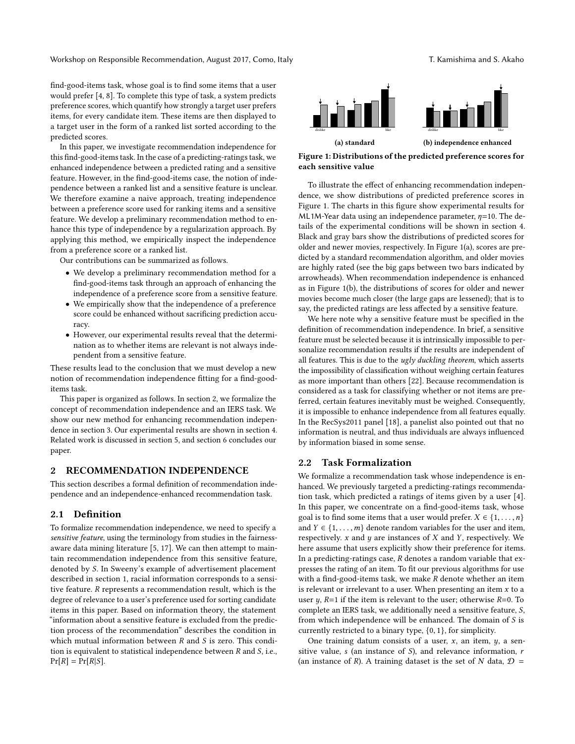find-good-items task, whose goal is to find some items that a user would prefer [4, 8]. To complete this type of task, a system predicts preference scores, which quantify how strongly a target user prefers items, for every candidate item. These items are then displayed to a target user in the form of a ranked list sorted according to the predicted scores.

In this paper, we investigate recommendation independence for this find-good-items task. In the case of a predicting-ratings task, we enhanced independence between a predicted rating and a sensitive feature. However, in the find-good-items case, the notion of independence between a ranked list and a sensitive feature is unclear. We therefore examine a naive approach, treating independence between a preference score used for ranking items and a sensitive feature. We develop a preliminary recommendation method to enhance this type of independence by a regularization approach. By applying this method, we empirically inspect the independence from a preference score or a ranked list.

Our contributions can be summarized as follows.

- We develop a preliminary recommendation method for a find-good-items task through an approach of enhancing the independence of a preference score from a sensitive feature.
- We empirically show that the independence of a preference score could be enhanced without sacrificing prediction accuracy.
- However, our experimental results reveal that the determination as to whether items are relevant is not always independent from a sensitive feature.

These results lead to the conclusion that we must develop a new notion of recommendation independence fitting for a find-good-items task.

This paper is organized as follows. In section 2, we formalize the concept of recommendation independence and an IERS task. We show our new method for enhancing recommendation independence in section 3. Our experimental results are shown in section 4. Related work is discussed in section 5, and section 6 concludes our paper.

## 2 RECOMMENDATION INDEPENDENCE

This section describes a formal definition of recommendation independence and an independence-enhanced recommendation task.

### 2.1 Definition

To formalize recommendation independence, we need to specify a *sensitive feature*, using the terminology from studies in the fairness-aware data mining literature [5, 17]. We can then attempt to maintain recommendation independence from this sensitive feature, denoted by $S$. In Sweeny's example of advertisement placement described in section 1, racial information corresponds to a sensitive feature. $R$ represents a recommendation result, which is the degree of relevance to a user's preference used for sorting candidate items in this paper. Based on information theory, the statement "information about a sensitive feature is excluded from the prediction process of the recommendation" describes the condition in which mutual information between $R$ and $S$ is zero. This condition is equivalent to statistical independence between $R$ and $S$, i.e., $\Pr[R] = \Pr[R|S]$.

(a) standard (b) independence enhanced

**Figure 1: Distributions of the predicted preference scores for each sensitive value**

To illustrate the effect of enhancing recommendation independence, we show distributions of predicted preference scores in Figure 1. The charts in this figure show experimental results for ML1M-Year data using an independence parameter, $\eta$=10. The details of the experimental conditions will be shown in section 4. Black and gray bars show the distributions of predicted scores for older and newer movies, respectively. In Figure 1(a), scores are predicted by a standard recommendation algorithm, and older movies are highly rated (see the big gaps between two bars indicated by arrowheads). When recommendation independence is enhanced as in Figure 1(b), the distributions of scores for older and newer movies become much closer (the large gaps are lessened); that is to say, the predicted ratings are less affected by a sensitive feature.

We here note why a sensitive feature must be specified in the definition of recommendation independence. In brief, a sensitive feature must be selected because it is intrinsically impossible to personalize recommendation results if the results are independent of all features. This is due to the *ugly duckling theorem*, which asserts the impossibility of classification without weighing certain features as more important than others [22]. Because recommendation is considered as a task for classifying whether or not items are preferred, certain features inevitably must be weighed. Consequently, it is impossible to enhance independence from all features equally. In the RecSys2011 panel [18], a panelist also pointed out that no information is neutral, and thus individuals are always influenced by information biased in some sense.

### 2.2 Task Formalization

We formalize a recommendation task whose independence is enhanced. We previously targeted a predicting-ratings recommendation task, which predicted a ratings of items given by a user [4]. In this paper, we concentrate on a find-good-items task, whose goal is to find some items that a user would prefer. $X \in \{1, \ldots, n\}$ and $Y \in \{1, \ldots, m\}$ denote random variables for the user and item, respectively. $x$ and $y$ are instances of $X$ and $Y$, respectively. We here assume that users explicitly show their preference for items. In a predicting-ratings case, $R$ denotes a random variable that expresses the rating of an item. To fit our previous algorithms for use with a find-good-items task, we make $R$ denote whether an item is relevant or irrelevant to a user. When presenting an item $x$ to a user $y$, $R$=1 if the item is relevant to the user; otherwise $R$=0. To complete an IERS task, we additionally need a sensitive feature, $S$, from which independence will be enhanced. The domain of $S$ is currently restricted to a binary type, $\{0, 1\}$, for simplicity.

One training datum consists of a user, $x$, an item, $y$, a sensitive value, $s$ (an instance of $S$), and relevance information, $r$ (an instance of $R$). A training dataset is the set of $N$ data, $\mathcal{D}$ =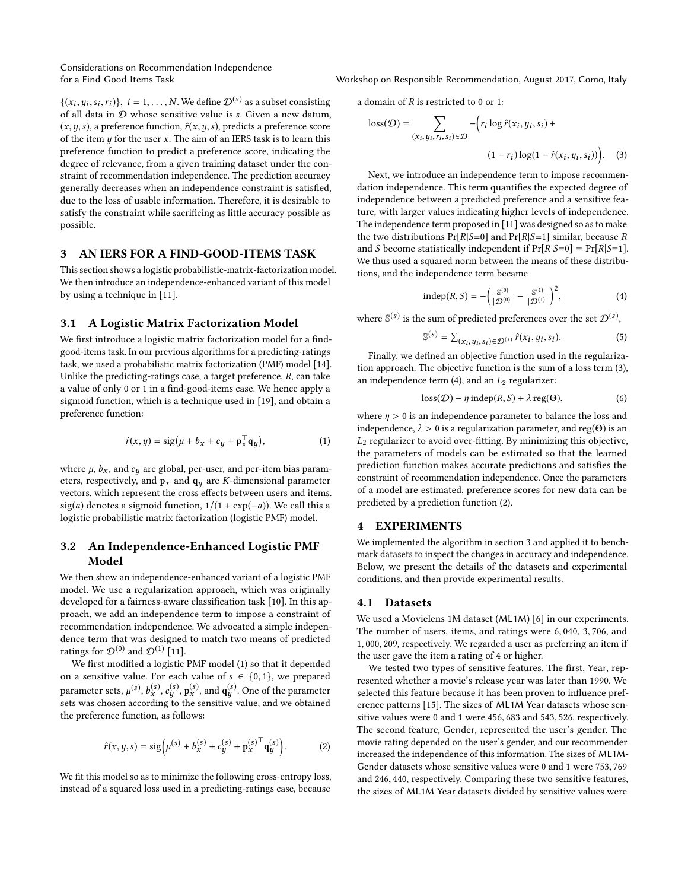$\{(x_i, y_i, s_i, r_i)\}$, $i = 1, \ldots, N$. We define $\mathcal{D}^{(s)}$ as a subset consisting of all data in $\mathcal{D}$ whose sensitive value is $s$. Given a new datum, $(x, y, s)$, a preference function, $\hat{r}(x, y, s)$, predicts a preference score of the item $y$ for the user $x$. The aim of an IERS task is to learn this preference function to predict a preference score, indicating the degree of relevance, from a given training dataset under the constraint of recommendation independence. The prediction accuracy generally decreases when an independence constraint is satisfied, due to the loss of usable information. Therefore, it is desirable to satisfy the constraint while sacrificing as little accuracy possible as possible.

## 3 AN IERS FOR A FIND-GOOD-ITEMS TASK

This section shows a logistic probabilistic-matrix-factorization model. We then introduce an independence-enhanced variant of this model by using a technique in [11].

### 3.1 A Logistic Matrix Factorization Model

We first introduce a logistic matrix factorization model for a find-good-items task. In our previous algorithms for a predicting-ratings task, we used a probabilistic matrix factorization (PMF) model [14]. Unlike the predicting-ratings case, a target preference, $R$, can take a value of only 0 or 1 in a find-good-items case. We hence apply a sigmoid function, which is a technique used in [19], and obtain a preference function:

$$\hat{r}(x, y) = \mathrm{sig}\big(\mu + b_x + c_y + \mathbf{p}_x^\top \mathbf{q}_y\big), \tag{1}$$

where $\mu$, $b_x$, and $c_y$ are global, per-user, and per-item bias parameters, respectively, and $\mathbf{p}_x$ and $\mathbf{q}_y$ are $K$-dimensional parameter vectors, which represent the cross effects between users and items. $\mathrm{sig}(a)$ denotes a sigmoid function, $1/(1 + \exp(-a))$. We call this a logistic probabilistic matrix factorization (logistic PMF) model.

### 3.2 An Independence-Enhanced Logistic PMF Model

We then show an independence-enhanced variant of a logistic PMF model. We use a regularization approach, which was originally developed for a fairness-aware classification task [10]. In this approach, we add an independence term to impose a constraint of recommendation independence. We advocated a simple independence term that was designed to match two means of predicted ratings for $\mathcal{D}^{(0)}$ and $\mathcal{D}^{(1)}$ [11].

We first modified a logistic PMF model (1) so that it depended on a sensitive value. For each value of $s \in \{0, 1\}$, we prepared parameter sets, $\mu^{(s)}$, $b_x^{(s)}$, $c_y^{(s)}$, $\mathbf{p}_x^{(s)}$, and $\mathbf{q}_y^{(s)}$. One of the parameter sets was chosen according to the sensitive value, and we obtained the preference function, as follows:

$$\hat{r}(x, y, s) = \mathrm{sig}\Big(\mu^{(s)} + b_x^{(s)} + c_y^{(s)} + {\mathbf{p}_x^{(s)}}^\top \mathbf{q}_y^{(s)}\Big). \tag{2}$$

We fit this model so as to minimize the following cross-entropy loss, instead of a squared loss used in a predicting-ratings case, because a domain of $R$ is restricted to 0 or 1:

$$\mathrm{loss}(\mathcal{D}) = \sum_{(x_i, y_i, r_i, s_i) \in \mathcal{D}} -\Big(r_i \log \hat{r}(x_i, y_i, s_i) + (1 - r_i) \log(1 - \hat{r}(x_i, y_i, s_i))\Big). \tag{3}$$

Next, we introduce an independence term to impose recommendation independence. This term quantifies the expected degree of independence between a predicted preference and a sensitive feature, with larger values indicating higher levels of independence. The independence term proposed in [11] was designed so as to make the two distributions $\Pr[R|S{=}0]$ and $\Pr[R|S{=}1]$ similar, because $R$ and $S$ become statistically independent if $\Pr[R|S{=}0] = \Pr[R|S{=}1]$. We thus used a squared norm between the means of these distributions, and the independence term became

$$\mathrm{indep}(R, S) = -\Big(\tfrac{\mathbb{S}^{(0)}}{|\mathcal{D}^{(0)}|} - \tfrac{\mathbb{S}^{(1)}}{|\mathcal{D}^{(1)}|}\Big)^2, \tag{4}$$

where $\mathbb{S}^{(s)}$ is the sum of predicted preferences over the set $\mathcal{D}^{(s)}$,

$$\mathbb{S}^{(s)} = \textstyle\sum_{(x_i, y_i, s_i) \in \mathcal{D}^{(s)}} \hat{r}(x_i, y_i, s_i). \tag{5}$$

Finally, we defined an objective function used in the regularization approach. The objective function is the sum of a loss term (3), an independence term (4), and an $L_2$ regularizer:

$$\mathrm{loss}(\mathcal{D}) - \eta\, \mathrm{indep}(R, S) + \lambda\, \mathrm{reg}(\Theta), \tag{6}$$

where $\eta > 0$ is an independence parameter to balance the loss and independence, $\lambda > 0$ is a regularization parameter, and $\mathrm{reg}(\Theta)$ is an $L_2$ regularizer to avoid over-fitting. By minimizing this objective, the parameters of models can be estimated so that the learned prediction function makes accurate predictions and satisfies the constraint of recommendation independence. Once the parameters of a model are estimated, preference scores for new data can be predicted by a prediction function (2).

## 4 EXPERIMENTS

We implemented the algorithm in section 3 and applied it to benchmark datasets to inspect the changes in accuracy and independence. Below, we present the details of the datasets and experimental conditions, and then provide experimental results.

### 4.1 Datasets

We used a Movielens 1M dataset (ML1M) [6] in our experiments. The number of users, items, and ratings were 6,040, 3,706, and 1,000,209, respectively. We regarded a user as preferring an item if the user gave the item a rating of 4 or higher.

We tested two types of sensitive features. The first, Year, represented whether a movie's release year was later than 1990. We selected this feature because it has been proven to influence preference patterns [15]. The sizes of ML1M-Year datasets whose sensitive values were 0 and 1 were 456,683 and 543,526, respectively. The second feature, Gender, represented the user's gender. The movie rating depended on the user's gender, and our recommender increased the independence of this information. The sizes of ML1M-Gender datasets whose sensitive values were 0 and 1 were 753,769 and 246,440, respectively. Comparing these two sensitive features, the sizes of ML1M-Year datasets divided by sensitive values were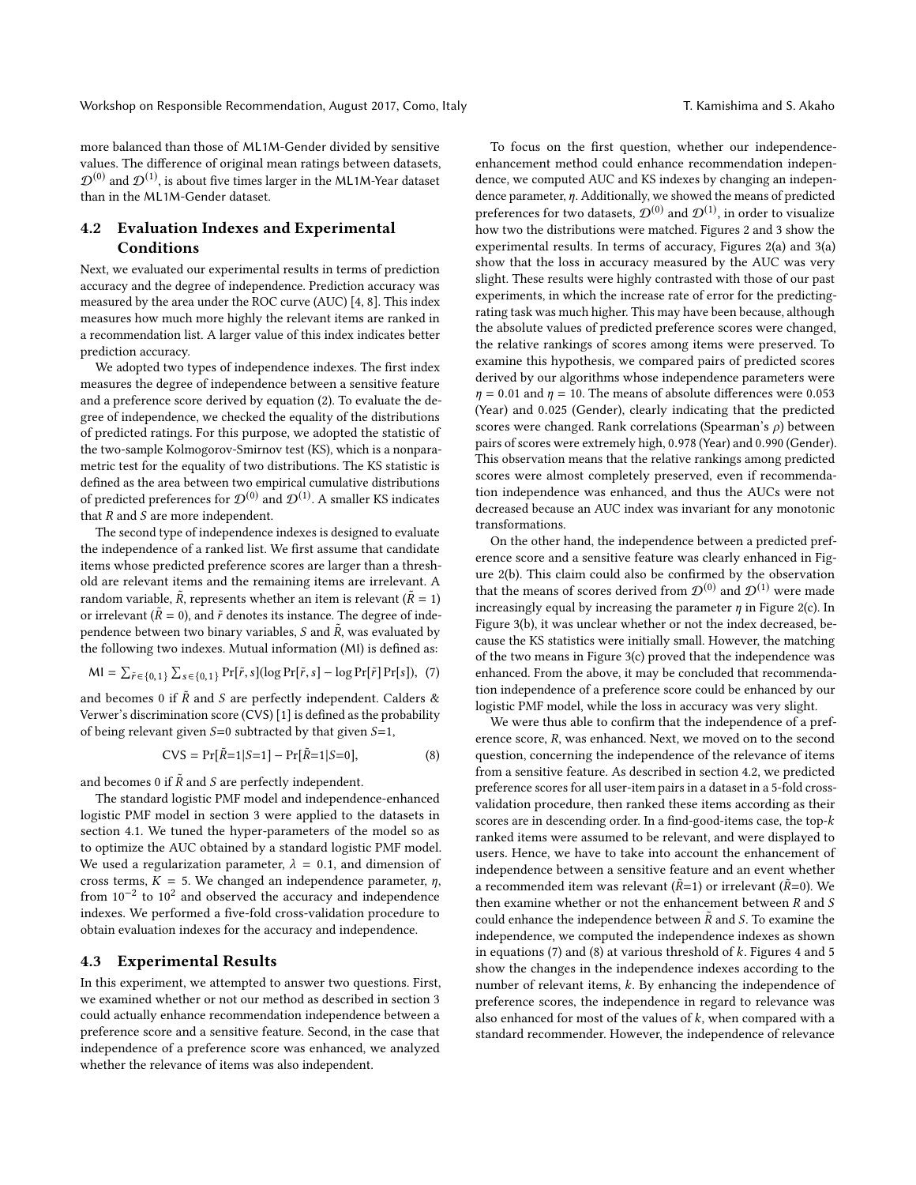more balanced than those of ML1M-Gender divided by sensitive values. The difference of original mean ratings between datasets, $\mathcal{D}^{(0)}$ and $\mathcal{D}^{(1)}$, is about five times larger in the ML1M-Year dataset than in the ML1M-Gender dataset.

## 4.2 Evaluation Indexes and Experimental Conditions

Next, we evaluated our experimental results in terms of prediction accuracy and the degree of independence. Prediction accuracy was measured by the area under the ROC curve (AUC) [4, 8]. This index measures how much more highly the relevant items are ranked in a recommendation list. A larger value of this index indicates better prediction accuracy.

We adopted two types of independence indexes. The first index measures the degree of independence between a sensitive feature and a preference score derived by equation (2). To evaluate the degree of independence, we checked the equality of the distributions of predicted ratings. For this purpose, we adopted the statistic of the two-sample Kolmogorov-Smirnov test (KS), which is a nonparametric test for the equality of two distributions. The KS statistic is defined as the area between two empirical cumulative distributions of predicted preferences for $\mathcal{D}^{(0)}$ and $\mathcal{D}^{(1)}$. A smaller KS indicates that $R$ and $S$ are more independent.

The second type of independence indexes is designed to evaluate the independence of a ranked list. We first assume that candidate items whose predicted preference scores are larger than a threshold are relevant items and the remaining items are irrelevant. A random variable, $\tilde{R}$, represents whether an item is relevant ($\tilde{R} = 1$) or irrelevant ($\tilde{R} = 0$), and $\tilde{r}$ denotes its instance. The degree of independence between two binary variables, $S$ and $\tilde{R}$, was evaluated by the following two indexes. Mutual information (MI) is defined as:

$$\mathrm{MI} = \sum_{\tilde{r}\in\{0,1\}} \sum_{s\in\{0,1\}} \Pr[\tilde{r}, s](\log \Pr[\tilde{r}, s] - \log \Pr[\tilde{r}] \Pr[s]), \quad (7)$$

and becomes 0 if $\tilde{R}$ and $S$ are perfectly independent. Calders & Verwer's discrimination score (CVS) [1] is defined as the probability of being relevant given $S$=0 subtracted by that given $S$=1,

$$\mathrm{CVS} = \Pr[\tilde{R}{=}1|S{=}1] - \Pr[\tilde{R}{=}1|S{=}0], \quad (8)$$

and becomes 0 if $\tilde{R}$ and $S$ are perfectly independent.

The standard logistic PMF model and independence-enhanced logistic PMF model in section 3 were applied to the datasets in section 4.1. We tuned the hyper-parameters of the model so as to optimize the AUC obtained by a standard logistic PMF model. We used a regularization parameter, $\lambda = 0.1$, and dimension of cross terms, $K = 5$. We changed an independence parameter, $\eta$, from $10^{-2}$ to $10^{2}$ and observed the accuracy and independence indexes. We performed a five-fold cross-validation procedure to obtain evaluation indexes for the accuracy and independence.

## 4.3 Experimental Results

In this experiment, we attempted to answer two questions. First, we examined whether or not our method as described in section 3 could actually enhance recommendation independence between a preference score and a sensitive feature. Second, in the case that independence of a preference score was enhanced, we analyzed whether the relevance of items was also independent.

To focus on the first question, whether our independence-enhancement method could enhance recommendation independence, we computed AUC and KS indexes by changing an independence parameter, $\eta$. Additionally, we showed the means of predicted preferences for two datasets, $\mathcal{D}^{(0)}$ and $\mathcal{D}^{(1)}$, in order to visualize how two the distributions were matched. Figures 2 and 3 show the experimental results. In terms of accuracy, Figures 2(a) and 3(a) show that the loss in accuracy measured by the AUC was very slight. These results were highly contrasted with those of our past experiments, in which the increase rate of error for the predicting-rating task was much higher. This may have been because, although the absolute values of predicted preference scores were changed, the relative rankings of scores among items were preserved. To examine this hypothesis, we compared pairs of predicted scores derived by our algorithms whose independence parameters were $\eta = 0.01$ and $\eta = 10$. The means of absolute differences were 0.053 (Year) and 0.025 (Gender), clearly indicating that the predicted scores were changed. Rank correlations (Spearman's $\rho$) between pairs of scores were extremely high, 0.978 (Year) and 0.990 (Gender). This observation means that the relative rankings among predicted scores were almost completely preserved, even if recommendation independence was enhanced, and thus the AUCs were not decreased because an AUC index was invariant for any monotonic transformations.

On the other hand, the independence between a predicted preference score and a sensitive feature was clearly enhanced in Figure 2(b). This claim could also be confirmed by the observation that the means of scores derived from $\mathcal{D}^{(0)}$ and $\mathcal{D}^{(1)}$ were made increasingly equal by increasing the parameter $\eta$ in Figure 2(c). In Figure 3(b), it was unclear whether or not the index decreased, because the KS statistics were initially small. However, the matching of the two means in Figure 3(c) proved that the independence was enhanced. From the above, it may be concluded that recommendation independence of a preference score could be enhanced by our logistic PMF model, while the loss in accuracy was very slight.

We were thus able to confirm that the independence of a preference score, $R$, was enhanced. Next, we moved on to the second question, concerning the independence of the relevance of items from a sensitive feature. As described in section 4.2, we predicted preference scores for all user-item pairs in a dataset in a 5-fold cross-validation procedure, then ranked these items according as their scores are in descending order. In a find-good-items case, the top-$k$ ranked items were assumed to be relevant, and were displayed to users. Hence, we have to take into account the enhancement of independence between a sensitive feature and an event whether a recommended item was relevant ($\tilde{R}$=1) or irrelevant ($\tilde{R}$=0). We then examine whether or not the enhancement between $R$ and $S$ could enhance the independence between $\tilde{R}$ and $S$. To examine the independence, we computed the independence indexes as shown in equations (7) and (8) at various threshold of $k$. Figures 4 and 5 show the changes in the independence indexes according to the number of relevant items, $k$. By enhancing the independence of preference scores, the independence in regard to relevance was also enhanced for most of the values of $k$, when compared with a standard recommender. However, the independence of relevance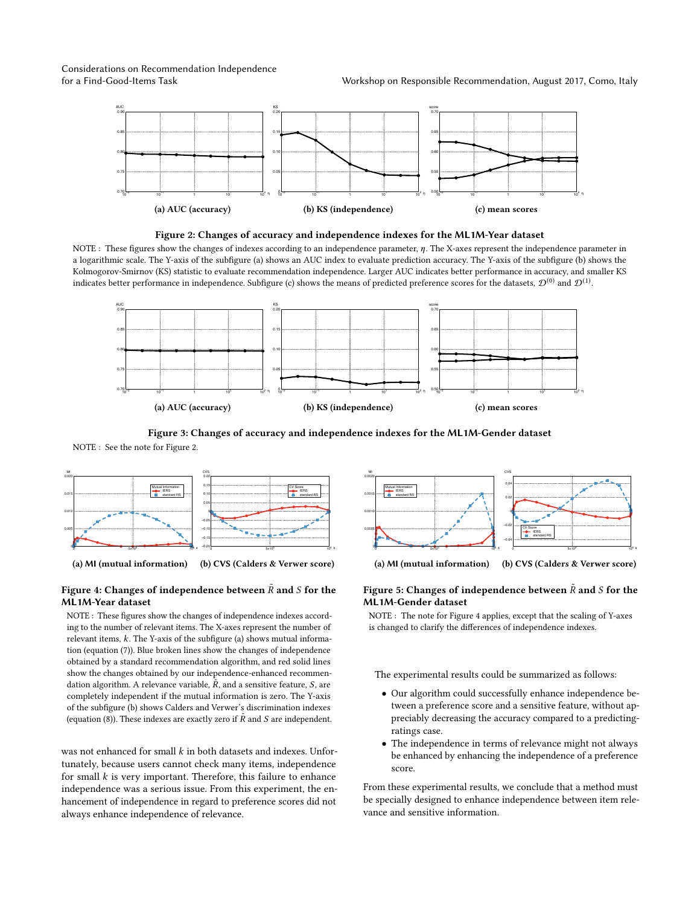(a) AUC (accuracy)

(b) KS (independence)

(c) mean scores

**Figure 2: Changes of accuracy and independence indexes for the ML1M-Year dataset**

NOTE : These figures show the changes of indexes according to an independence parameter, $\eta$. The X-axes represent the independence parameter in a logarithmic scale. The Y-axis of the subfigure (a) shows an AUC index to evaluate prediction accuracy. The Y-axis of the subfigure (b) shows the Kolmogorov-Smirnov (KS) statistic to evaluate recommendation independence. Larger AUC indicates better performance in accuracy, and smaller KS indicates better performance in independence. Subfigure (c) shows the means of predicted preference scores for the datasets, $\mathcal{D}^{(0)}$ and $\mathcal{D}^{(1)}$.

(a) AUC (accuracy)

(b) KS (independence)

(c) mean scores

**Figure 3: Changes of accuracy and independence indexes for the ML1M-Gender dataset**

NOTE : See the note for Figure 2.

(a) MI (mutual information)

(b) CVS (Calders & Verwer score)

**Figure 4: Changes of independence between $\tilde{R}$ and $S$ for the ML1M-Year dataset**

NOTE : These figures show the changes of independence indexes according to the number of relevant items. The X-axes represent the number of relevant items, $k$. The Y-axis of the subfigure (a) shows mutual information (equation (7)). Blue broken lines show the changes of independence obtained by a standard recommendation algorithm, and red solid lines show the changes obtained by our independence-enhanced recommendation algorithm. A relevance variable, $\tilde{R}$, and a sensitive feature, $S$, are completely independent if the mutual information is zero. The Y-axis of the subfigure (b) shows Calders and Verwer's discrimination indexes (equation (8)). These indexes are exactly zero if $\tilde{R}$ and $S$ are independent.

(a) MI (mutual information)

(b) CVS (Calders & Verwer score)

**Figure 5: Changes of independence between $\tilde{R}$ and $S$ for the ML1M-Gender dataset**

NOTE : The note for Figure 4 applies, except that the scaling of Y-axes is changed to clarify the differences of independence indexes.

was not enhanced for small $k$ in both datasets and indexes. Unfortunately, because users cannot check many items, independence for small $k$ is very important. Therefore, this failure to enhance independence was a serious issue. From this experiment, the enhancement of independence in regard to preference scores did not always enhance independence of relevance.

The experimental results could be summarized as follows:

- Our algorithm could successfully enhance independence between a preference score and a sensitive feature, without appreciably decreasing the accuracy compared to a predicting-ratings case.
- The independence in terms of relevance might not always be enhanced by enhancing the independence of a preference score.

From these experimental results, we conclude that a method must be specially designed to enhance independence between item relevance and sensitive information.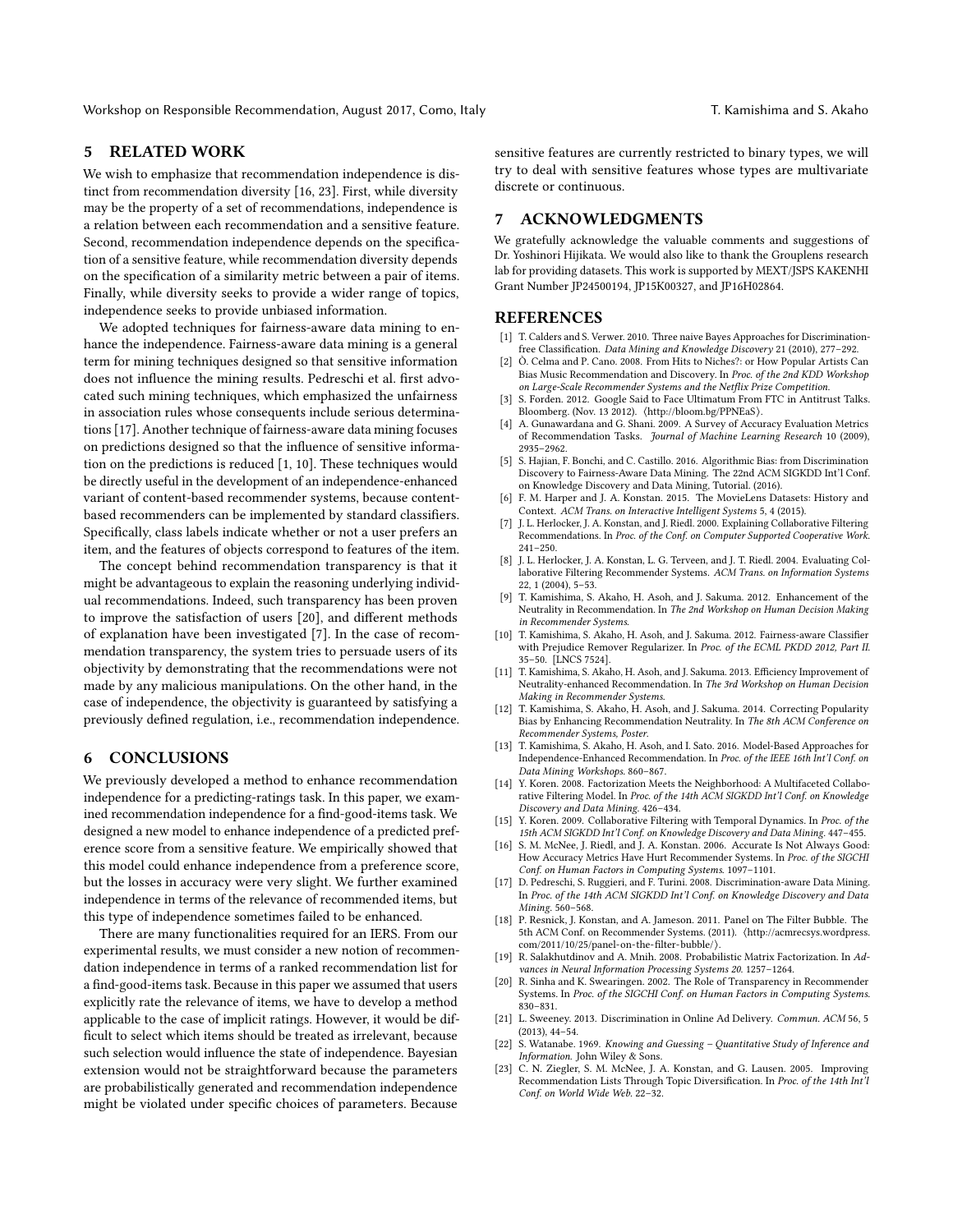## 5 RELATED WORK

We wish to emphasize that recommendation independence is distinct from recommendation diversity [16, 23]. First, while diversity may be the property of a set of recommendations, independence is a relation between each recommendation and a sensitive feature. Second, recommendation independence depends on the specification of a sensitive feature, while recommendation diversity depends on the specification of a similarity metric between a pair of items. Finally, while diversity seeks to provide a wider range of topics, independence seeks to provide unbiased information.

We adopted techniques for fairness-aware data mining to enhance the independence. Fairness-aware data mining is a general term for mining techniques designed so that sensitive information does not influence the mining results. Pedreschi et al. first advocated such mining techniques, which emphasized the unfairness in association rules whose consequents include serious determinations [17]. Another technique of fairness-aware data mining focuses on predictions designed so that the influence of sensitive information on the predictions is reduced [1, 10]. These techniques would be directly useful in the development of an independence-enhanced variant of content-based recommender systems, because content-based recommenders can be implemented by standard classifiers. Specifically, class labels indicate whether or not a user prefers an item, and the features of objects correspond to features of the item.

The concept behind recommendation transparency is that it might be advantageous to explain the reasoning underlying individual recommendations. Indeed, such transparency has been proven to improve the satisfaction of users [20], and different methods of explanation have been investigated [7]. In the case of recommendation transparency, the system tries to persuade users of its objectivity by demonstrating that the recommendations were not made by any malicious manipulations. On the other hand, in the case of independence, the objectivity is guaranteed by satisfying a previously defined regulation, i.e., recommendation independence.

## 6 CONCLUSIONS

We previously developed a method to enhance recommendation independence for a predicting-ratings task. In this paper, we examined recommendation independence for a find-good-items task. We designed a new model to enhance independence of a predicted preference score from a sensitive feature. We empirically showed that this model could enhance independence from a preference score, but the losses in accuracy were very slight. We further examined independence in terms of the relevance of recommended items, but this type of independence sometimes failed to be enhanced.

There are many functionalities required for an IERS. From our experimental results, we must consider a new notion of recommendation independence in terms of a ranked recommendation list for a find-good-items task. Because in this paper we assumed that users explicitly rate the relevance of items, we have to develop a method applicable to the case of implicit ratings. However, it would be difficult to select which items should be treated as irrelevant, because such selection would influence the state of independence. Bayesian extension would not be straightforward because the parameters are probabilistically generated and recommendation independence might be violated under specific choices of parameters. Because sensitive features are currently restricted to binary types, we will try to deal with sensitive features whose types are multivariate discrete or continuous.

## 7 ACKNOWLEDGMENTS

We gratefully acknowledge the valuable comments and suggestions of Dr. Yoshinori Hijikata. We would also like to thank the Grouplens research lab for providing datasets. This work is supported by MEXT/JSPS KAKENHI Grant Number JP24500194, JP15K00327, and JP16H02864.

## REFERENCES

[1] T. Calders and S. Verwer. 2010. Three naive Bayes Approaches for Discrimination-free Classification. *Data Mining and Knowledge Discovery* 21 (2010), 277–292.

[2] Ò. Celma and P. Cano. 2008. From Hits to Niches?: or How Popular Artists Can Bias Music Recommendation and Discovery. In *Proc. of the 2nd KDD Workshop on Large-Scale Recommender Systems and the Netflix Prize Competition*.

[3] S. Forden. 2012. Google Said to Face Ultimatum From FTC in Antitrust Talks. Bloomberg. (Nov. 13 2012). ⟨http://bloom.bg/PPNEaS⟩.

[4] A. Gunawardana and G. Shani. 2009. A Survey of Accuracy Evaluation Metrics of Recommendation Tasks. *Journal of Machine Learning Research* 10 (2009), 2935–2962.

[5] S. Hajian, F. Bonchi, and C. Castillo. 2016. Algorithmic Bias: from Discrimination Discovery to Fairness-Aware Data Mining. The 22nd ACM SIGKDD Int'l Conf. on Knowledge Discovery and Data Mining, Tutorial. (2016).

[6] F. M. Harper and J. A. Konstan. 2015. The MovieLens Datasets: History and Context. *ACM Trans. on Interactive Intelligent Systems* 5, 4 (2015).

[7] J. L. Herlocker, J. A. Konstan, and J. Riedl. 2000. Explaining Collaborative Filtering Recommendations. In *Proc. of the Conf. on Computer Supported Cooperative Work*. 241–250.

[8] J. L. Herlocker, J. A. Konstan, L. G. Terveen, and J. T. Riedl. 2004. Evaluating Collaborative Filtering Recommender Systems. *ACM Trans. on Information Systems* 22, 1 (2004), 5–53.

[9] T. Kamishima, S. Akaho, H. Asoh, and J. Sakuma. 2012. Enhancement of the Neutrality in Recommendation. In *The 2nd Workshop on Human Decision Making in Recommender Systems*.

[10] T. Kamishima, S. Akaho, H. Asoh, and J. Sakuma. 2012. Fairness-aware Classifier with Prejudice Remover Regularizer. In *Proc. of the ECML PKDD 2012, Part II*. 35–50. [LNCS 7524].

[11] T. Kamishima, S. Akaho, H. Asoh, and J. Sakuma. 2013. Efficiency Improvement of Neutrality-enhanced Recommendation. In *The 3rd Workshop on Human Decision Making in Recommender Systems*.

[12] T. Kamishima, S. Akaho, H. Asoh, and J. Sakuma. 2014. Correcting Popularity Bias by Enhancing Recommendation Neutrality. In *The 8th ACM Conference on Recommender Systems, Poster*.

[13] T. Kamishima, S. Akaho, H. Asoh, and I. Sato. 2016. Model-Based Approaches for Independence-Enhanced Recommendation. In *Proc. of the IEEE 16th Int'l Conf. on Data Mining Workshops*. 860–867.

[14] Y. Koren. 2008. Factorization Meets the Neighborhood: A Multifaceted Collaborative Filtering Model. In *Proc. of the 14th ACM SIGKDD Int'l Conf. on Knowledge Discovery and Data Mining*. 426–434.

[15] Y. Koren. 2009. Collaborative Filtering with Temporal Dynamics. In *Proc. of the 15th ACM SIGKDD Int'l Conf. on Knowledge Discovery and Data Mining*. 447–455.

[16] S. M. McNee, J. Riedl, and J. A. Konstan. 2006. Accurate Is Not Always Good: How Accuracy Metrics Have Hurt Recommender Systems. In *Proc. of the SIGCHI Conf. on Human Factors in Computing Systems*. 1097–1101.

[17] D. Pedreschi, S. Ruggieri, and F. Turini. 2008. Discrimination-aware Data Mining. In *Proc. of the 14th ACM SIGKDD Int'l Conf. on Knowledge Discovery and Data Mining*. 560–568.

[18] P. Resnick, J. Konstan, and A. Jameson. 2011. Panel on The Filter Bubble. The 5th ACM Conf. on Recommender Systems. (2011). ⟨http://acmrecsys.wordpress.com/2011/10/25/panel-on-the-filter-bubble/⟩.

[19] R. Salakhutdinov and A. Mnih. 2008. Probabilistic Matrix Factorization. In *Advances in Neural Information Processing Systems 20*. 1257–1264.

[20] R. Sinha and K. Swearingen. 2002. The Role of Transparency in Recommender Systems. In *Proc. of the SIGCHI Conf. on Human Factors in Computing Systems*. 830–831.

[21] L. Sweeney. 2013. Discrimination in Online Ad Delivery. *Commun. ACM* 56, 5 (2013), 44–54.

[22] S. Watanabe. 1969. *Knowing and Guessing – Quantitative Study of Inference and Information*. John Wiley & Sons.

[23] C. N. Ziegler, S. M. McNee, J. A. Konstan, and G. Lausen. 2005. Improving Recommendation Lists Through Topic Diversification. In *Proc. of the 14th Int'l Conf. on World Wide Web*. 22–32.